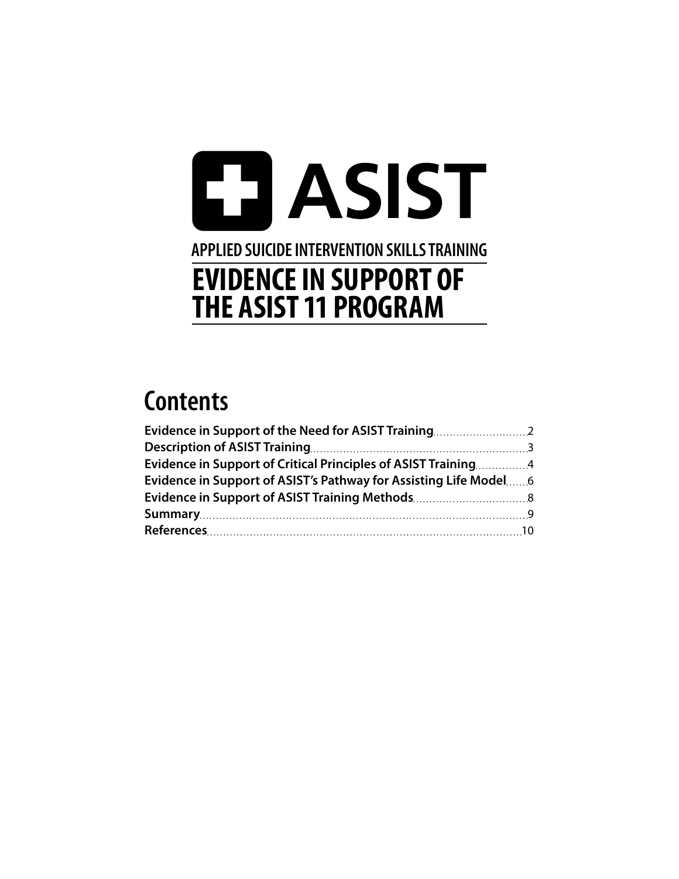# ASIST

APPLIED SUICIDE INTERVENTION SKILLS TRAINING

# EVIDENCE IN SUPPORT OF THE ASIST 11 PROGRAM

## Contents

**Evidence in Support of the Need for ASIST Training** ............ 2
**Description of ASIST Training** ............ 3
**Evidence in Support of Critical Principles of ASIST Training** ............ 4
**Evidence in Support of ASIST's Pathway for Assisting Life Model** ............ 6
**Evidence in Support of ASIST Training Methods** ............ 8
**Summary** ............ 9
**References** ............ 10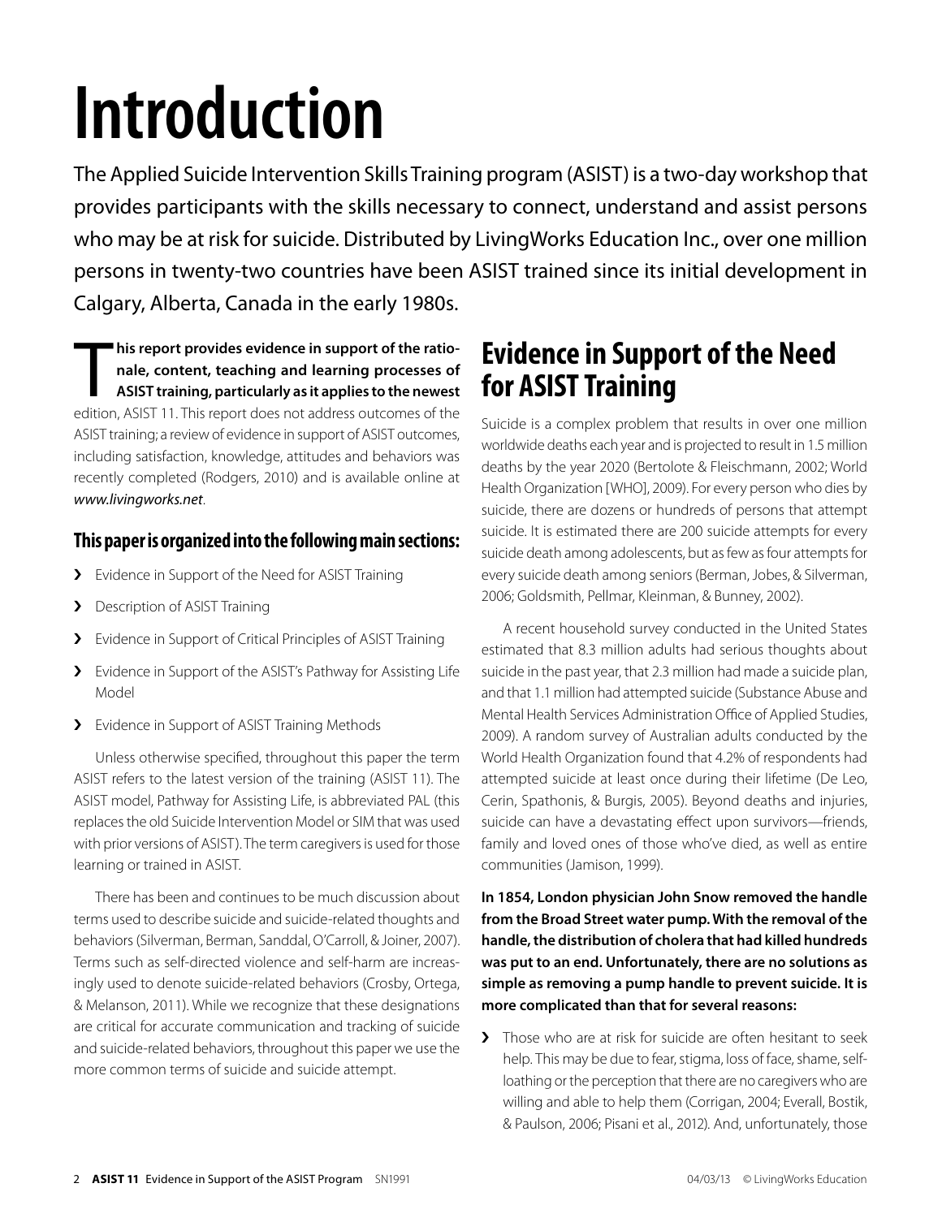# Introduction

The Applied Suicide Intervention Skills Training program (ASIST) is a two-day workshop that provides participants with the skills necessary to connect, understand and assist persons who may be at risk for suicide. Distributed by LivingWorks Education Inc., over one million persons in twenty-two countries have been ASIST trained since its initial development in Calgary, Alberta, Canada in the early 1980s.

**This report provides evidence in support of the rationale, content, teaching and learning processes of ASIST training, particularly as it applies to the newest** edition, ASIST 11. This report does not address outcomes of the ASIST training; a review of evidence in support of ASIST outcomes, including satisfaction, knowledge, attitudes and behaviors was recently completed (Rodgers, 2010) and is available online at *www.livingworks.net*.

### This paper is organized into the following main sections:

- Evidence in Support of the Need for ASIST Training
- Description of ASIST Training
- Evidence in Support of Critical Principles of ASIST Training
- Evidence in Support of the ASIST's Pathway for Assisting Life Model
- Evidence in Support of ASIST Training Methods

Unless otherwise specified, throughout this paper the term ASIST refers to the latest version of the training (ASIST 11). The ASIST model, Pathway for Assisting Life, is abbreviated PAL (this replaces the old Suicide Intervention Model or SIM that was used with prior versions of ASIST). The term caregivers is used for those learning or trained in ASIST.

There has been and continues to be much discussion about terms used to describe suicide and suicide-related thoughts and behaviors (Silverman, Berman, Sanddal, O'Carroll, & Joiner, 2007). Terms such as self-directed violence and self-harm are increasingly used to denote suicide-related behaviors (Crosby, Ortega, & Melanson, 2011). While we recognize that these designations are critical for accurate communication and tracking of suicide and suicide-related behaviors, throughout this paper we use the more common terms of suicide and suicide attempt.

## Evidence in Support of the Need for ASIST Training

Suicide is a complex problem that results in over one million worldwide deaths each year and is projected to result in 1.5 million deaths by the year 2020 (Bertolote & Fleischmann, 2002; World Health Organization [WHO], 2009). For every person who dies by suicide, there are dozens or hundreds of persons that attempt suicide. It is estimated there are 200 suicide attempts for every suicide death among adolescents, but as few as four attempts for every suicide death among seniors (Berman, Jobes, & Silverman, 2006; Goldsmith, Pellmar, Kleinman, & Bunney, 2002).

A recent household survey conducted in the United States estimated that 8.3 million adults had serious thoughts about suicide in the past year, that 2.3 million had made a suicide plan, and that 1.1 million had attempted suicide (Substance Abuse and Mental Health Services Administration Office of Applied Studies, 2009). A random survey of Australian adults conducted by the World Health Organization found that 4.2% of respondents had attempted suicide at least once during their lifetime (De Leo, Cerin, Spathonis, & Burgis, 2005). Beyond deaths and injuries, suicide can have a devastating effect upon survivors—friends, family and loved ones of those who've died, as well as entire communities (Jamison, 1999).

**In 1854, London physician John Snow removed the handle from the Broad Street water pump. With the removal of the handle, the distribution of cholera that had killed hundreds was put to an end. Unfortunately, there are no solutions as simple as removing a pump handle to prevent suicide. It is more complicated than that for several reasons:**

- Those who are at risk for suicide are often hesitant to seek help. This may be due to fear, stigma, loss of face, shame, self-loathing or the perception that there are no caregivers who are willing and able to help them (Corrigan, 2004; Everall, Bostik, & Paulson, 2006; Pisani et al., 2012). And, unfortunately, those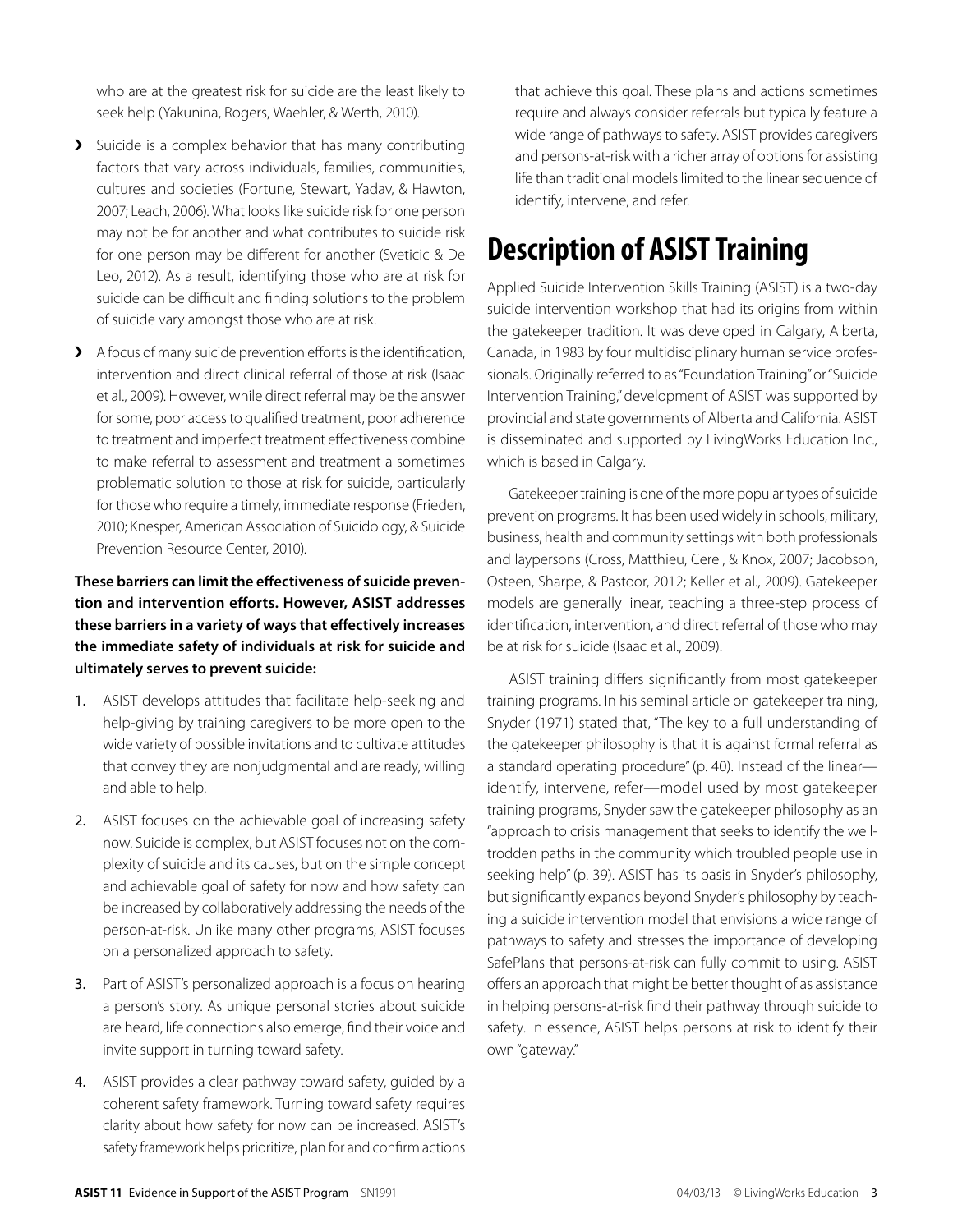who are at the greatest risk for suicide are the least likely to seek help (Yakunina, Rogers, Waehler, & Werth, 2010).

- Suicide is a complex behavior that has many contributing factors that vary across individuals, families, communities, cultures and societies (Fortune, Stewart, Yadav, & Hawton, 2007; Leach, 2006). What looks like suicide risk for one person may not be for another and what contributes to suicide risk for one person may be different for another (Sveticic & De Leo, 2012). As a result, identifying those who are at risk for suicide can be difficult and finding solutions to the problem of suicide vary amongst those who are at risk.
- A focus of many suicide prevention efforts is the identification, intervention and direct clinical referral of those at risk (Isaac et al., 2009). However, while direct referral may be the answer for some, poor access to qualified treatment, poor adherence to treatment and imperfect treatment effectiveness combine to make referral to assessment and treatment a sometimes problematic solution to those at risk for suicide, particularly for those who require a timely, immediate response (Frieden, 2010; Knesper, American Association of Suicidology, & Suicide Prevention Resource Center, 2010).

**These barriers can limit the effectiveness of suicide prevention and intervention efforts. However, ASIST addresses these barriers in a variety of ways that effectively increases the immediate safety of individuals at risk for suicide and ultimately serves to prevent suicide:**

1. ASIST develops attitudes that facilitate help-seeking and help-giving by training caregivers to be more open to the wide variety of possible invitations and to cultivate attitudes that convey they are nonjudgmental and are ready, willing and able to help.
2. ASIST focuses on the achievable goal of increasing safety now. Suicide is complex, but ASIST focuses not on the complexity of suicide and its causes, but on the simple concept and achievable goal of safety for now and how safety can be increased by collaboratively addressing the needs of the person-at-risk. Unlike many other programs, ASIST focuses on a personalized approach to safety.
3. Part of ASIST's personalized approach is a focus on hearing a person's story. As unique personal stories about suicide are heard, life connections also emerge, find their voice and invite support in turning toward safety.
4. ASIST provides a clear pathway toward safety, guided by a coherent safety framework. Turning toward safety requires clarity about how safety for now can be increased. ASIST's safety framework helps prioritize, plan for and confirm actions that achieve this goal. These plans and actions sometimes require and always consider referrals but typically feature a wide range of pathways to safety. ASIST provides caregivers and persons-at-risk with a richer array of options for assisting life than traditional models limited to the linear sequence of identify, intervene, and refer.

# Description of ASIST Training

Applied Suicide Intervention Skills Training (ASIST) is a two-day suicide intervention workshop that had its origins from within the gatekeeper tradition. It was developed in Calgary, Alberta, Canada, in 1983 by four multidisciplinary human service professionals. Originally referred to as "Foundation Training" or "Suicide Intervention Training," development of ASIST was supported by provincial and state governments of Alberta and California. ASIST is disseminated and supported by LivingWorks Education Inc., which is based in Calgary.

Gatekeeper training is one of the more popular types of suicide prevention programs. It has been used widely in schools, military, business, health and community settings with both professionals and laypersons (Cross, Matthieu, Cerel, & Knox, 2007; Jacobson, Osteen, Sharpe, & Pastoor, 2012; Keller et al., 2009). Gatekeeper models are generally linear, teaching a three-step process of identification, intervention, and direct referral of those who may be at risk for suicide (Isaac et al., 2009).

ASIST training differs significantly from most gatekeeper training programs. In his seminal article on gatekeeper training, Snyder (1971) stated that, "The key to a full understanding of the gatekeeper philosophy is that it is against formal referral as a standard operating procedure" (p. 40). Instead of the linear—identify, intervene, refer—model used by most gatekeeper training programs, Snyder saw the gatekeeper philosophy as an "approach to crisis management that seeks to identify the well-trodden paths in the community which troubled people use in seeking help" (p. 39). ASIST has its basis in Snyder's philosophy, but significantly expands beyond Snyder's philosophy by teaching a suicide intervention model that envisions a wide range of pathways to safety and stresses the importance of developing SafePlans that persons-at-risk can fully commit to using. ASIST offers an approach that might be better thought of as assistance in helping persons-at-risk find their pathway through suicide to safety. In essence, ASIST helps persons at risk to identify their own "gateway."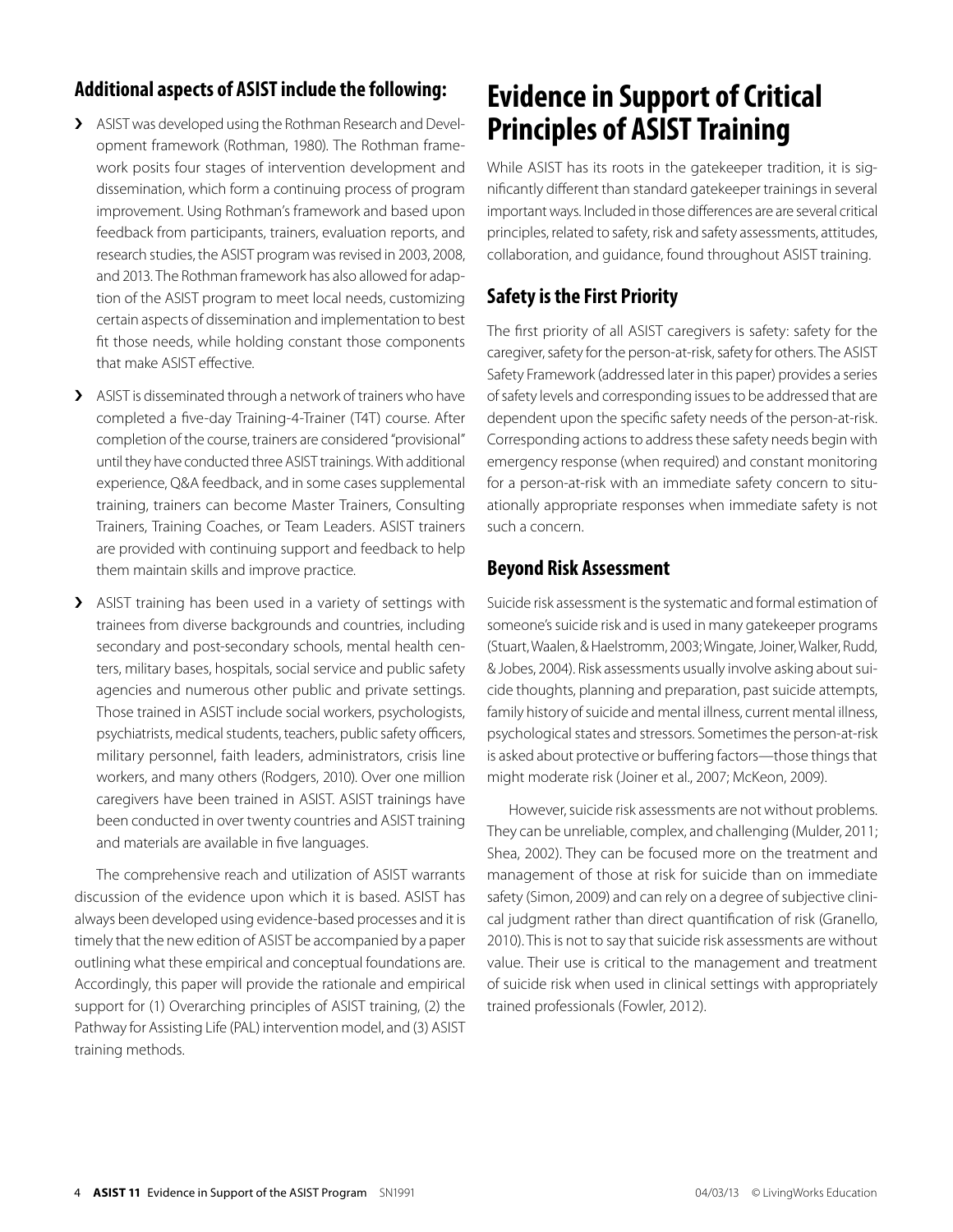## Additional aspects of ASIST include the following:

- ASIST was developed using the Rothman Research and Development framework (Rothman, 1980). The Rothman framework posits four stages of intervention development and dissemination, which form a continuing process of program improvement. Using Rothman's framework and based upon feedback from participants, trainers, evaluation reports, and research studies, the ASIST program was revised in 2003, 2008, and 2013. The Rothman framework has also allowed for adaption of the ASIST program to meet local needs, customizing certain aspects of dissemination and implementation to best fit those needs, while holding constant those components that make ASIST effective.
- ASIST is disseminated through a network of trainers who have completed a five-day Training-4-Trainer (T4T) course. After completion of the course, trainers are considered "provisional" until they have conducted three ASIST trainings. With additional experience, Q&A feedback, and in some cases supplemental training, trainers can become Master Trainers, Consulting Trainers, Training Coaches, or Team Leaders. ASIST trainers are provided with continuing support and feedback to help them maintain skills and improve practice.
- ASIST training has been used in a variety of settings with trainees from diverse backgrounds and countries, including secondary and post-secondary schools, mental health centers, military bases, hospitals, social service and public safety agencies and numerous other public and private settings. Those trained in ASIST include social workers, psychologists, psychiatrists, medical students, teachers, public safety officers, military personnel, faith leaders, administrators, crisis line workers, and many others (Rodgers, 2010). Over one million caregivers have been trained in ASIST. ASIST trainings have been conducted in over twenty countries and ASIST training and materials are available in five languages.

The comprehensive reach and utilization of ASIST warrants discussion of the evidence upon which it is based. ASIST has always been developed using evidence-based processes and it is timely that the new edition of ASIST be accompanied by a paper outlining what these empirical and conceptual foundations are. Accordingly, this paper will provide the rationale and empirical support for (1) Overarching principles of ASIST training, (2) the Pathway for Assisting Life (PAL) intervention model, and (3) ASIST training methods.

# Evidence in Support of Critical Principles of ASIST Training

While ASIST has its roots in the gatekeeper tradition, it is significantly different than standard gatekeeper trainings in several important ways. Included in those differences are are several critical principles, related to safety, risk and safety assessments, attitudes, collaboration, and guidance, found throughout ASIST training.

## Safety is the First Priority

The first priority of all ASIST caregivers is safety: safety for the caregiver, safety for the person-at-risk, safety for others. The ASIST Safety Framework (addressed later in this paper) provides a series of safety levels and corresponding issues to be addressed that are dependent upon the specific safety needs of the person-at-risk. Corresponding actions to address these safety needs begin with emergency response (when required) and constant monitoring for a person-at-risk with an immediate safety concern to situationally appropriate responses when immediate safety is not such a concern.

## Beyond Risk Assessment

Suicide risk assessment is the systematic and formal estimation of someone's suicide risk and is used in many gatekeeper programs (Stuart, Waalen, & Haelstromm, 2003; Wingate, Joiner, Walker, Rudd, & Jobes, 2004). Risk assessments usually involve asking about suicide thoughts, planning and preparation, past suicide attempts, family history of suicide and mental illness, current mental illness, psychological states and stressors. Sometimes the person-at-risk is asked about protective or buffering factors—those things that might moderate risk (Joiner et al., 2007; McKeon, 2009).

However, suicide risk assessments are not without problems. They can be unreliable, complex, and challenging (Mulder, 2011; Shea, 2002). They can be focused more on the treatment and management of those at risk for suicide than on immediate safety (Simon, 2009) and can rely on a degree of subjective clinical judgment rather than direct quantification of risk (Granello, 2010). This is not to say that suicide risk assessments are without value. Their use is critical to the management and treatment of suicide risk when used in clinical settings with appropriately trained professionals (Fowler, 2012).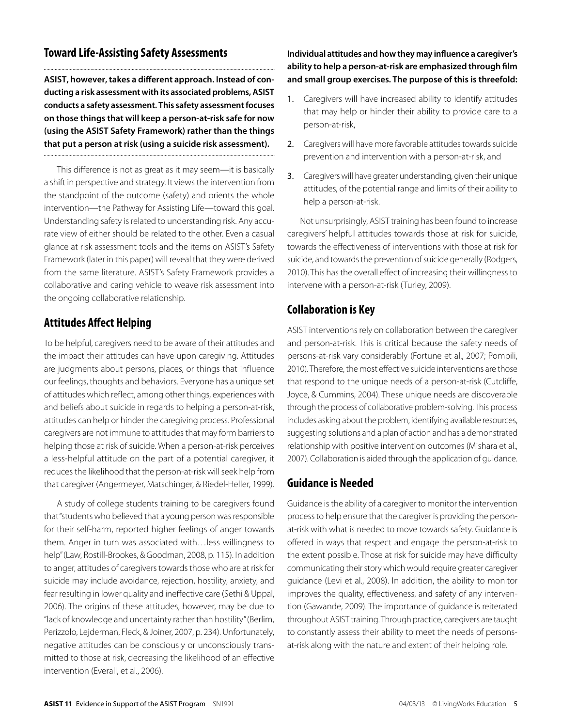## Toward Life-Assisting Safety Assessments

**ASIST, however, takes a different approach. Instead of conducting a risk assessment with its associated problems, ASIST conducts a safety assessment. This safety assessment focuses on those things that will keep a person-at-risk safe for now (using the ASIST Safety Framework) rather than the things that put a person at risk (using a suicide risk assessment).**

This difference is not as great as it may seem—it is basically a shift in perspective and strategy. It views the intervention from the standpoint of the outcome (safety) and orients the whole intervention—the Pathway for Assisting Life—toward this goal. Understanding safety is related to understanding risk. Any accurate view of either should be related to the other. Even a casual glance at risk assessment tools and the items on ASIST's Safety Framework (later in this paper) will reveal that they were derived from the same literature. ASIST's Safety Framework provides a collaborative and caring vehicle to weave risk assessment into the ongoing collaborative relationship.

## Attitudes Affect Helping

To be helpful, caregivers need to be aware of their attitudes and the impact their attitudes can have upon caregiving. Attitudes are judgments about persons, places, or things that influence our feelings, thoughts and behaviors. Everyone has a unique set of attitudes which reflect, among other things, experiences with and beliefs about suicide in regards to helping a person-at-risk, attitudes can help or hinder the caregiving process. Professional caregivers are not immune to attitudes that may form barriers to helping those at risk of suicide. When a person-at-risk perceives a less-helpful attitude on the part of a potential caregiver, it reduces the likelihood that the person-at-risk will seek help from that caregiver (Angermeyer, Matschinger, & Riedel-Heller, 1999).

A study of college students training to be caregivers found that "students who believed that a young person was responsible for their self-harm, reported higher feelings of anger towards them. Anger in turn was associated with…less willingness to help" (Law, Rostill-Brookes, & Goodman, 2008, p. 115). In addition to anger, attitudes of caregivers towards those who are at risk for suicide may include avoidance, rejection, hostility, anxiety, and fear resulting in lower quality and ineffective care (Sethi & Uppal, 2006). The origins of these attitudes, however, may be due to "lack of knowledge and uncertainty rather than hostility" (Berlim, Perizzolo, Lejderman, Fleck, & Joiner, 2007, p. 234). Unfortunately, negative attitudes can be consciously or unconsciously transmitted to those at risk, decreasing the likelihood of an effective intervention (Everall, et al., 2006).

**Individual attitudes and how they may influence a caregiver's ability to help a person-at-risk are emphasized through film and small group exercises. The purpose of this is threefold:**

1. Caregivers will have increased ability to identify attitudes that may help or hinder their ability to provide care to a person-at-risk,
2. Caregivers will have more favorable attitudes towards suicide prevention and intervention with a person-at-risk, and
3. Caregivers will have greater understanding, given their unique attitudes, of the potential range and limits of their ability to help a person-at-risk.

Not unsurprisingly, ASIST training has been found to increase caregivers' helpful attitudes towards those at risk for suicide, towards the effectiveness of interventions with those at risk for suicide, and towards the prevention of suicide generally (Rodgers, 2010). This has the overall effect of increasing their willingness to intervene with a person-at-risk (Turley, 2009).

## Collaboration is Key

ASIST interventions rely on collaboration between the caregiver and person-at-risk. This is critical because the safety needs of persons-at-risk vary considerably (Fortune et al., 2007; Pompili, 2010). Therefore, the most effective suicide interventions are those that respond to the unique needs of a person-at-risk (Cutcliffe, Joyce, & Cummins, 2004). These unique needs are discoverable through the process of collaborative problem-solving. This process includes asking about the problem, identifying available resources, suggesting solutions and a plan of action and has a demonstrated relationship with positive intervention outcomes (Mishara et al., 2007). Collaboration is aided through the application of guidance.

## Guidance is Needed

Guidance is the ability of a caregiver to monitor the intervention process to help ensure that the caregiver is providing the person-at-risk with what is needed to move towards safety. Guidance is offered in ways that respect and engage the person-at-risk to the extent possible. Those at risk for suicide may have difficulty communicating their story which would require greater caregiver guidance (Levi et al., 2008). In addition, the ability to monitor improves the quality, effectiveness, and safety of any intervention (Gawande, 2009). The importance of guidance is reiterated throughout ASIST training. Through practice, caregivers are taught to constantly assess their ability to meet the needs of persons-at-risk along with the nature and extent of their helping role.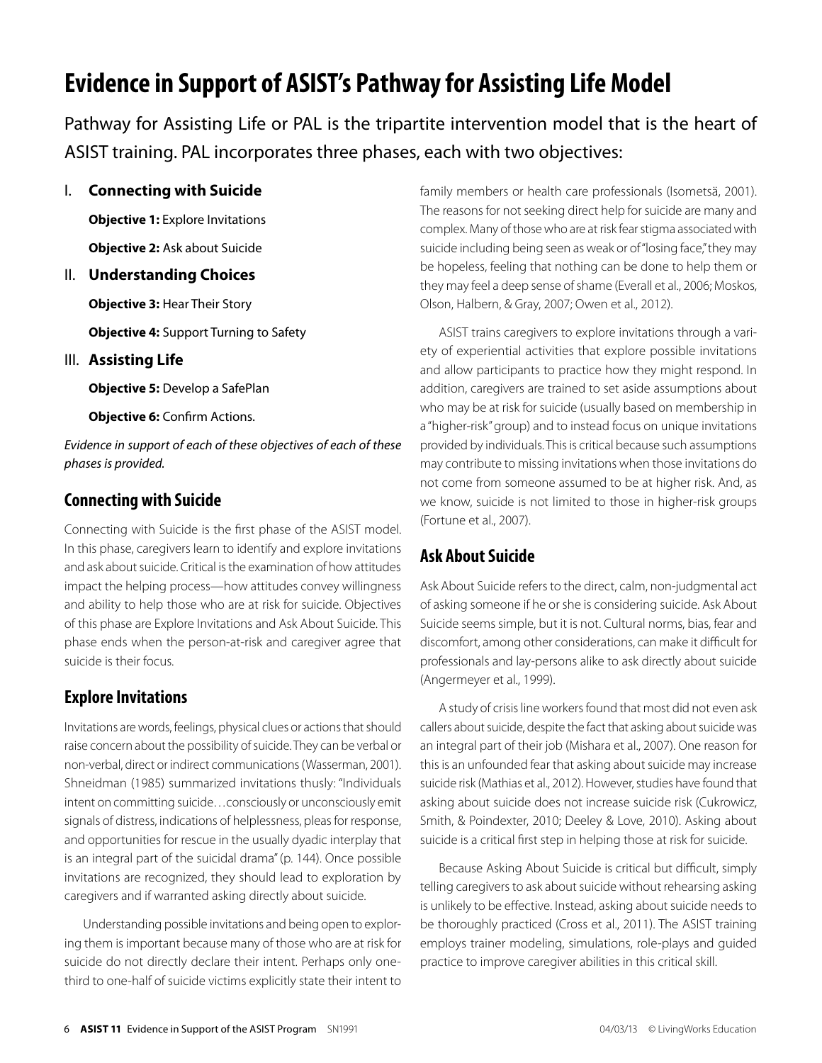# Evidence in Support of ASIST's Pathway for Assisting Life Model

Pathway for Assisting Life or PAL is the tripartite intervention model that is the heart of ASIST training. PAL incorporates three phases, each with two objectives:

I. **Connecting with Suicide**

   **Objective 1:** Explore Invitations

   **Objective 2:** Ask about Suicide

II. **Understanding Choices**

   **Objective 3:** Hear Their Story

   **Objective 4:** Support Turning to Safety

III. **Assisting Life**

   **Objective 5:** Develop a SafePlan

   **Objective 6:** Confirm Actions.

*Evidence in support of each of these objectives of each of these phases is provided.*

## Connecting with Suicide

Connecting with Suicide is the first phase of the ASIST model. In this phase, caregivers learn to identify and explore invitations and ask about suicide. Critical is the examination of how attitudes impact the helping process—how attitudes convey willingness and ability to help those who are at risk for suicide. Objectives of this phase are Explore Invitations and Ask About Suicide. This phase ends when the person-at-risk and caregiver agree that suicide is their focus.

## Explore Invitations

Invitations are words, feelings, physical clues or actions that should raise concern about the possibility of suicide. They can be verbal or non-verbal, direct or indirect communications (Wasserman, 2001). Shneidman (1985) summarized invitations thusly: "Individuals intent on committing suicide…consciously or unconsciously emit signals of distress, indications of helplessness, pleas for response, and opportunities for rescue in the usually dyadic interplay that is an integral part of the suicidal drama" (p. 144). Once possible invitations are recognized, they should lead to exploration by caregivers and if warranted asking directly about suicide.

Understanding possible invitations and being open to exploring them is important because many of those who are at risk for suicide do not directly declare their intent. Perhaps only one-third to one-half of suicide victims explicitly state their intent to family members or health care professionals (Isometsä, 2001). The reasons for not seeking direct help for suicide are many and complex. Many of those who are at risk fear stigma associated with suicide including being seen as weak or of "losing face," they may be hopeless, feeling that nothing can be done to help them or they may feel a deep sense of shame (Everall et al., 2006; Moskos, Olson, Halbern, & Gray, 2007; Owen et al., 2012).

ASIST trains caregivers to explore invitations through a variety of experiential activities that explore possible invitations and allow participants to practice how they might respond. In addition, caregivers are trained to set aside assumptions about who may be at risk for suicide (usually based on membership in a "higher-risk" group) and to instead focus on unique invitations provided by individuals. This is critical because such assumptions may contribute to missing invitations when those invitations do not come from someone assumed to be at higher risk. And, as we know, suicide is not limited to those in higher-risk groups (Fortune et al., 2007).

## Ask About Suicide

Ask About Suicide refers to the direct, calm, non-judgmental act of asking someone if he or she is considering suicide. Ask About Suicide seems simple, but it is not. Cultural norms, bias, fear and discomfort, among other considerations, can make it difficult for professionals and lay-persons alike to ask directly about suicide (Angermeyer et al., 1999).

A study of crisis line workers found that most did not even ask callers about suicide, despite the fact that asking about suicide was an integral part of their job (Mishara et al., 2007). One reason for this is an unfounded fear that asking about suicide may increase suicide risk (Mathias et al., 2012). However, studies have found that asking about suicide does not increase suicide risk (Cukrowicz, Smith, & Poindexter, 2010; Deeley & Love, 2010). Asking about suicide is a critical first step in helping those at risk for suicide.

Because Asking About Suicide is critical but difficult, simply telling caregivers to ask about suicide without rehearsing asking is unlikely to be effective. Instead, asking about suicide needs to be thoroughly practiced (Cross et al., 2011). The ASIST training employs trainer modeling, simulations, role-plays and guided practice to improve caregiver abilities in this critical skill.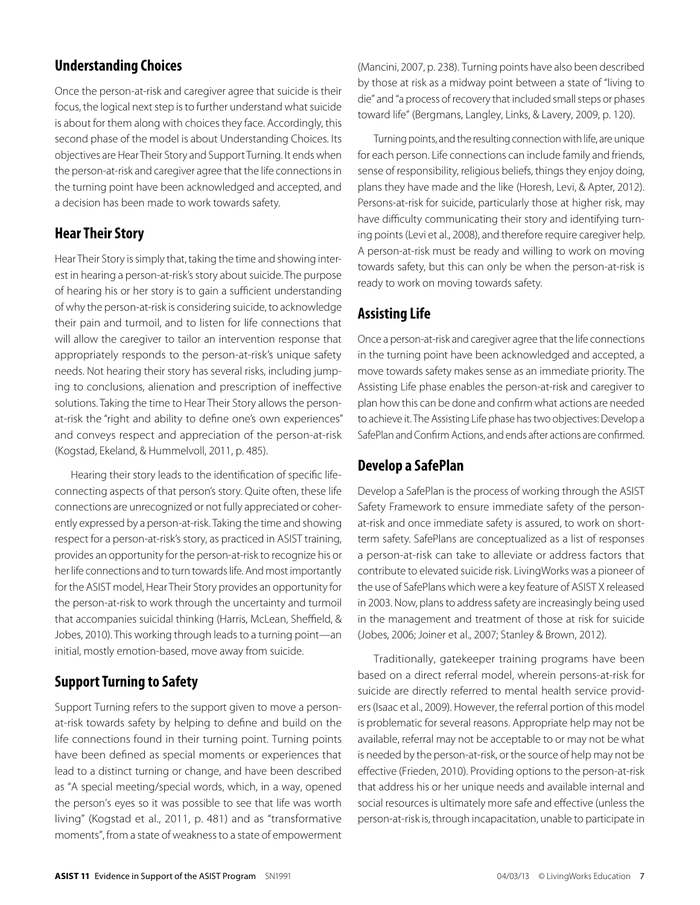## Understanding Choices

Once the person-at-risk and caregiver agree that suicide is their focus, the logical next step is to further understand what suicide is about for them along with choices they face. Accordingly, this second phase of the model is about Understanding Choices. Its objectives are Hear Their Story and Support Turning. It ends when the person-at-risk and caregiver agree that the life connections in the turning point have been acknowledged and accepted, and a decision has been made to work towards safety.

## Hear Their Story

Hear Their Story is simply that, taking the time and showing interest in hearing a person-at-risk's story about suicide. The purpose of hearing his or her story is to gain a sufficient understanding of why the person-at-risk is considering suicide, to acknowledge their pain and turmoil, and to listen for life connections that will allow the caregiver to tailor an intervention response that appropriately responds to the person-at-risk's unique safety needs. Not hearing their story has several risks, including jumping to conclusions, alienation and prescription of ineffective solutions. Taking the time to Hear Their Story allows the person-at-risk the "right and ability to define one's own experiences" and conveys respect and appreciation of the person-at-risk (Kogstad, Ekeland, & Hummelvoll, 2011, p. 485).

Hearing their story leads to the identification of specific life-connecting aspects of that person's story. Quite often, these life connections are unrecognized or not fully appreciated or coherently expressed by a person-at-risk. Taking the time and showing respect for a person-at-risk's story, as practiced in ASIST training, provides an opportunity for the person-at-risk to recognize his or her life connections and to turn towards life. And most importantly for the ASIST model, Hear Their Story provides an opportunity for the person-at-risk to work through the uncertainty and turmoil that accompanies suicidal thinking (Harris, McLean, Sheffield, & Jobes, 2010). This working through leads to a turning point—an initial, mostly emotion-based, move away from suicide.

## Support Turning to Safety

Support Turning refers to the support given to move a person-at-risk towards safety by helping to define and build on the life connections found in their turning point. Turning points have been defined as special moments or experiences that lead to a distinct turning or change, and have been described as "A special meeting/special words, which, in a way, opened the person's eyes so it was possible to see that life was worth living" (Kogstad et al., 2011, p. 481) and as "transformative moments", from a state of weakness to a state of empowerment (Mancini, 2007, p. 238). Turning points have also been described by those at risk as a midway point between a state of "living to die" and "a process of recovery that included small steps or phases toward life" (Bergmans, Langley, Links, & Lavery, 2009, p. 120).

Turning points, and the resulting connection with life, are unique for each person. Life connections can include family and friends, sense of responsibility, religious beliefs, things they enjoy doing, plans they have made and the like (Horesh, Levi, & Apter, 2012). Persons-at-risk for suicide, particularly those at higher risk, may have difficulty communicating their story and identifying turning points (Levi et al., 2008), and therefore require caregiver help. A person-at-risk must be ready and willing to work on moving towards safety, but this can only be when the person-at-risk is ready to work on moving towards safety.

## Assisting Life

Once a person-at-risk and caregiver agree that the life connections in the turning point have been acknowledged and accepted, a move towards safety makes sense as an immediate priority. The Assisting Life phase enables the person-at-risk and caregiver to plan how this can be done and confirm what actions are needed to achieve it. The Assisting Life phase has two objectives: Develop a SafePlan and Confirm Actions, and ends after actions are confirmed.

## Develop a SafePlan

Develop a SafePlan is the process of working through the ASIST Safety Framework to ensure immediate safety of the person-at-risk and once immediate safety is assured, to work on short-term safety. SafePlans are conceptualized as a list of responses a person-at-risk can take to alleviate or address factors that contribute to elevated suicide risk. LivingWorks was a pioneer of the use of SafePlans which were a key feature of ASIST X released in 2003. Now, plans to address safety are increasingly being used in the management and treatment of those at risk for suicide (Jobes, 2006; Joiner et al., 2007; Stanley & Brown, 2012).

Traditionally, gatekeeper training programs have been based on a direct referral model, wherein persons-at-risk for suicide are directly referred to mental health service providers (Isaac et al., 2009). However, the referral portion of this model is problematic for several reasons. Appropriate help may not be available, referral may not be acceptable to or may not be what is needed by the person-at-risk, or the source of help may not be effective (Frieden, 2010). Providing options to the person-at-risk that address his or her unique needs and available internal and social resources is ultimately more safe and effective (unless the person-at-risk is, through incapacitation, unable to participate in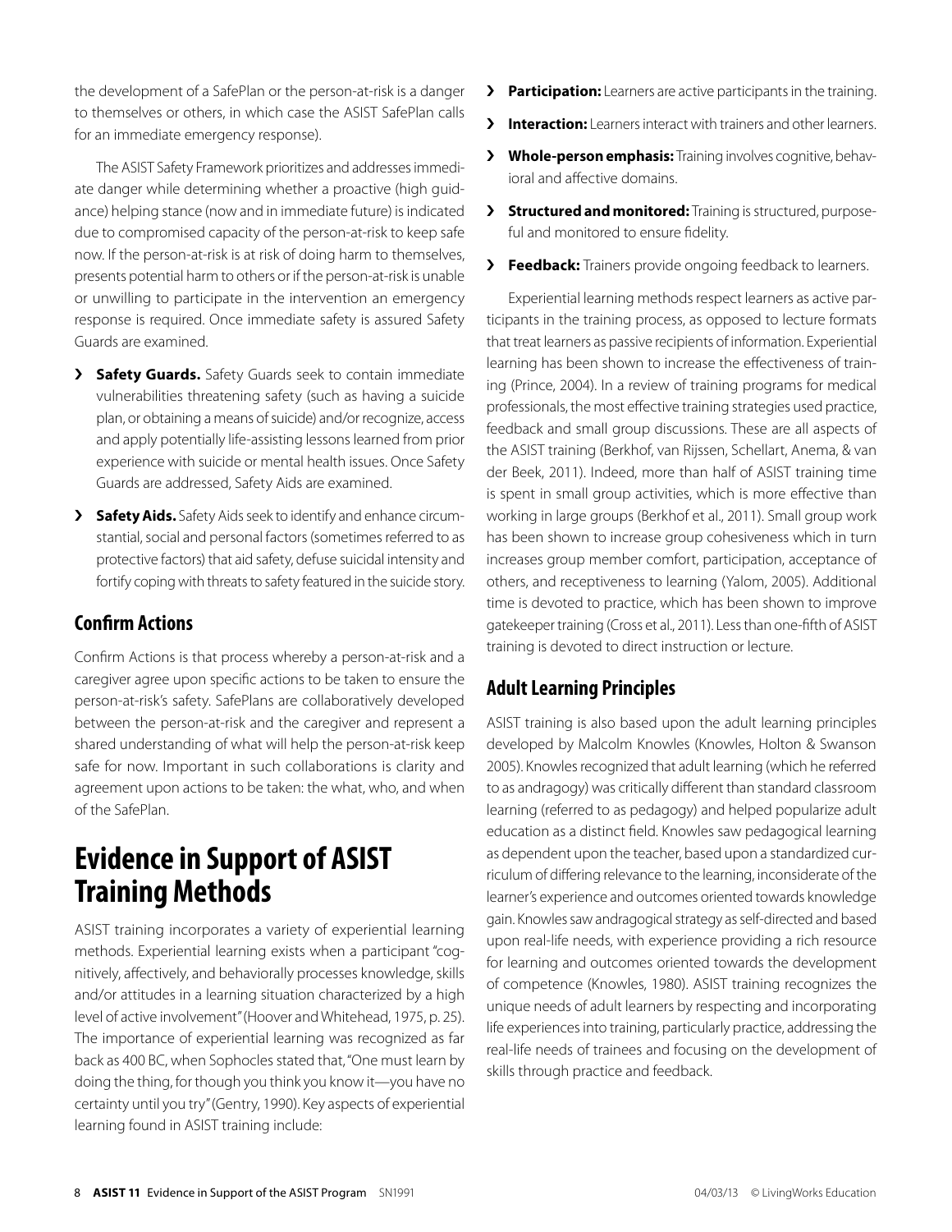the development of a SafePlan or the person-at-risk is a danger to themselves or others, in which case the ASIST SafePlan calls for an immediate emergency response).

The ASIST Safety Framework prioritizes and addresses immediate danger while determining whether a proactive (high guidance) helping stance (now and in immediate future) is indicated due to compromised capacity of the person-at-risk to keep safe now. If the person-at-risk is at risk of doing harm to themselves, presents potential harm to others or if the person-at-risk is unable or unwilling to participate in the intervention an emergency response is required. Once immediate safety is assured Safety Guards are examined.

- **Safety Guards.** Safety Guards seek to contain immediate vulnerabilities threatening safety (such as having a suicide plan, or obtaining a means of suicide) and/or recognize, access and apply potentially life-assisting lessons learned from prior experience with suicide or mental health issues. Once Safety Guards are addressed, Safety Aids are examined.
- **Safety Aids.** Safety Aids seek to identify and enhance circumstantial, social and personal factors (sometimes referred to as protective factors) that aid safety, defuse suicidal intensity and fortify coping with threats to safety featured in the suicide story.

## Confirm Actions

Confirm Actions is that process whereby a person-at-risk and a caregiver agree upon specific actions to be taken to ensure the person-at-risk's safety. SafePlans are collaboratively developed between the person-at-risk and the caregiver and represent a shared understanding of what will help the person-at-risk keep safe for now. Important in such collaborations is clarity and agreement upon actions to be taken: the what, who, and when of the SafePlan.

# Evidence in Support of ASIST Training Methods

ASIST training incorporates a variety of experiential learning methods. Experiential learning exists when a participant "cognitively, affectively, and behaviorally processes knowledge, skills and/or attitudes in a learning situation characterized by a high level of active involvement" (Hoover and Whitehead, 1975, p. 25). The importance of experiential learning was recognized as far back as 400 BC, when Sophocles stated that, "One must learn by doing the thing, for though you think you know it—you have no certainty until you try" (Gentry, 1990). Key aspects of experiential learning found in ASIST training include:

- **Participation:** Learners are active participants in the training.
- **Interaction:** Learners interact with trainers and other learners.
- **Whole-person emphasis:** Training involves cognitive, behavioral and affective domains.
- **Structured and monitored:** Training is structured, purposeful and monitored to ensure fidelity.
- **Feedback:** Trainers provide ongoing feedback to learners.

Experiential learning methods respect learners as active participants in the training process, as opposed to lecture formats that treat learners as passive recipients of information. Experiential learning has been shown to increase the effectiveness of training (Prince, 2004). In a review of training programs for medical professionals, the most effective training strategies used practice, feedback and small group discussions. These are all aspects of the ASIST training (Berkhof, van Rijssen, Schellart, Anema, & van der Beek, 2011). Indeed, more than half of ASIST training time is spent in small group activities, which is more effective than working in large groups (Berkhof et al., 2011). Small group work has been shown to increase group cohesiveness which in turn increases group member comfort, participation, acceptance of others, and receptiveness to learning (Yalom, 2005). Additional time is devoted to practice, which has been shown to improve gatekeeper training (Cross et al., 2011). Less than one-fifth of ASIST training is devoted to direct instruction or lecture.

## Adult Learning Principles

ASIST training is also based upon the adult learning principles developed by Malcolm Knowles (Knowles, Holton & Swanson 2005). Knowles recognized that adult learning (which he referred to as andragogy) was critically different than standard classroom learning (referred to as pedagogy) and helped popularize adult education as a distinct field. Knowles saw pedagogical learning as dependent upon the teacher, based upon a standardized curriculum of differing relevance to the learning, inconsiderate of the learner's experience and outcomes oriented towards knowledge gain. Knowles saw andragogical strategy as self-directed and based upon real-life needs, with experience providing a rich resource for learning and outcomes oriented towards the development of competence (Knowles, 1980). ASIST training recognizes the unique needs of adult learners by respecting and incorporating life experiences into training, particularly practice, addressing the real-life needs of trainees and focusing on the development of skills through practice and feedback.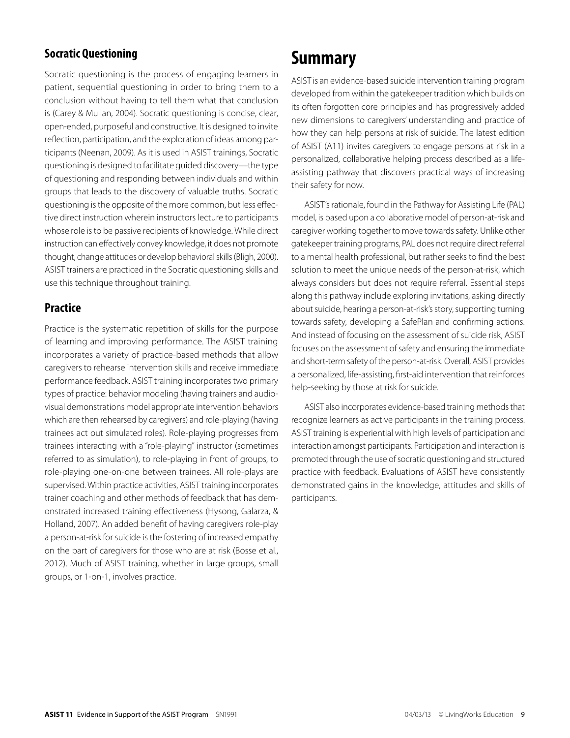### Socratic Questioning

Socratic questioning is the process of engaging learners in patient, sequential questioning in order to bring them to a conclusion without having to tell them what that conclusion is (Carey & Mullan, 2004). Socratic questioning is concise, clear, open-ended, purposeful and constructive. It is designed to invite reflection, participation, and the exploration of ideas among participants (Neenan, 2009). As it is used in ASIST trainings, Socratic questioning is designed to facilitate guided discovery—the type of questioning and responding between individuals and within groups that leads to the discovery of valuable truths. Socratic questioning is the opposite of the more common, but less effective direct instruction wherein instructors lecture to participants whose role is to be passive recipients of knowledge. While direct instruction can effectively convey knowledge, it does not promote thought, change attitudes or develop behavioral skills (Bligh, 2000). ASIST trainers are practiced in the Socratic questioning skills and use this technique throughout training.

### Practice

Practice is the systematic repetition of skills for the purpose of learning and improving performance. The ASIST training incorporates a variety of practice-based methods that allow caregivers to rehearse intervention skills and receive immediate performance feedback. ASIST training incorporates two primary types of practice: behavior modeling (having trainers and audio-visual demonstrations model appropriate intervention behaviors which are then rehearsed by caregivers) and role-playing (having trainees act out simulated roles). Role-playing progresses from trainees interacting with a "role-playing" instructor (sometimes referred to as simulation), to role-playing in front of groups, to role-playing one-on-one between trainees. All role-plays are supervised. Within practice activities, ASIST training incorporates trainer coaching and other methods of feedback that has demonstrated increased training effectiveness (Hysong, Galarza, & Holland, 2007). An added benefit of having caregivers role-play a person-at-risk for suicide is the fostering of increased empathy on the part of caregivers for those who are at risk (Bosse et al., 2012). Much of ASIST training, whether in large groups, small groups, or 1-on-1, involves practice.

## Summary

ASIST is an evidence-based suicide intervention training program developed from within the gatekeeper tradition which builds on its often forgotten core principles and has progressively added new dimensions to caregivers' understanding and practice of how they can help persons at risk of suicide. The latest edition of ASIST (A11) invites caregivers to engage persons at risk in a personalized, collaborative helping process described as a life-assisting pathway that discovers practical ways of increasing their safety for now.

ASIST's rationale, found in the Pathway for Assisting Life (PAL) model, is based upon a collaborative model of person-at-risk and caregiver working together to move towards safety. Unlike other gatekeeper training programs, PAL does not require direct referral to a mental health professional, but rather seeks to find the best solution to meet the unique needs of the person-at-risk, which always considers but does not require referral. Essential steps along this pathway include exploring invitations, asking directly about suicide, hearing a person-at-risk's story, supporting turning towards safety, developing a SafePlan and confirming actions. And instead of focusing on the assessment of suicide risk, ASIST focuses on the assessment of safety and ensuring the immediate and short-term safety of the person-at-risk. Overall, ASIST provides a personalized, life-assisting, first-aid intervention that reinforces help-seeking by those at risk for suicide.

ASIST also incorporates evidence-based training methods that recognize learners as active participants in the training process. ASIST training is experiential with high levels of participation and interaction amongst participants. Participation and interaction is promoted through the use of socratic questioning and structured practice with feedback. Evaluations of ASIST have consistently demonstrated gains in the knowledge, attitudes and skills of participants.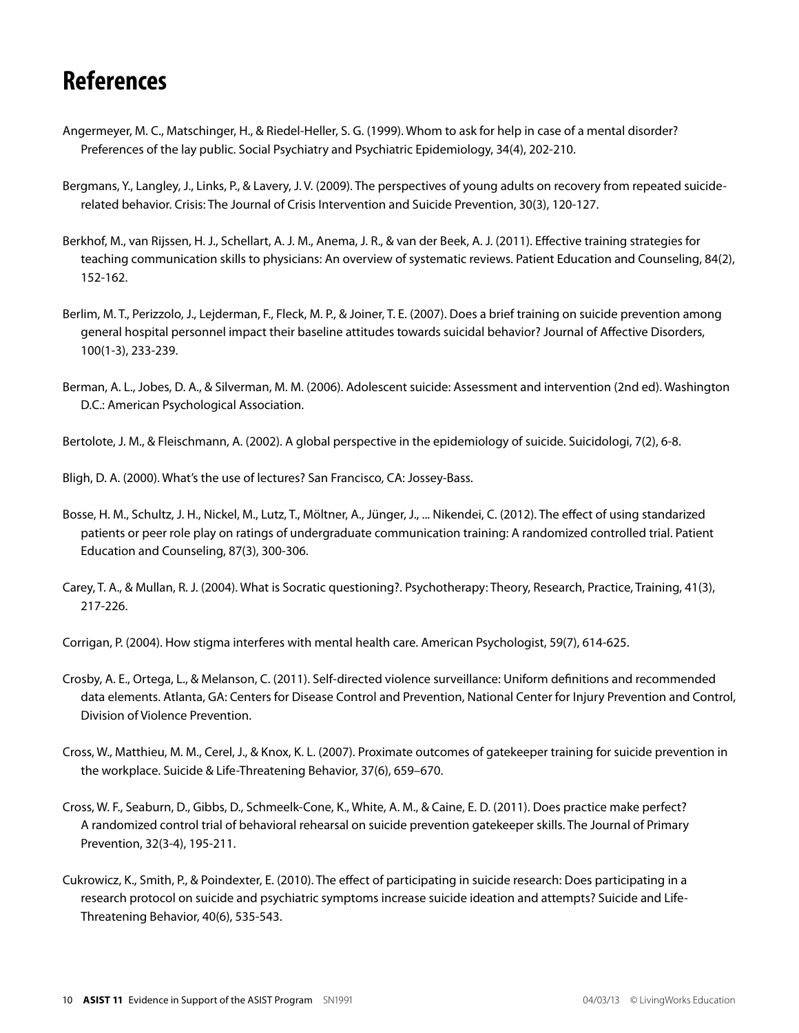# References

Angermeyer, M. C., Matschinger, H., & Riedel-Heller, S. G. (1999). Whom to ask for help in case of a mental disorder? Preferences of the lay public. Social Psychiatry and Psychiatric Epidemiology, 34(4), 202-210.

Bergmans, Y., Langley, J., Links, P., & Lavery, J. V. (2009). The perspectives of young adults on recovery from repeated suicide-related behavior. Crisis: The Journal of Crisis Intervention and Suicide Prevention, 30(3), 120-127.

Berkhof, M., van Rijssen, H. J., Schellart, A. J. M., Anema, J. R., & van der Beek, A. J. (2011). Effective training strategies for teaching communication skills to physicians: An overview of systematic reviews. Patient Education and Counseling, 84(2), 152-162.

Berlim, M. T., Perizzolo, J., Lejderman, F., Fleck, M. P., & Joiner, T. E. (2007). Does a brief training on suicide prevention among general hospital personnel impact their baseline attitudes towards suicidal behavior? Journal of Affective Disorders, 100(1-3), 233-239.

Berman, A. L., Jobes, D. A., & Silverman, M. M. (2006). Adolescent suicide: Assessment and intervention (2nd ed). Washington D.C.: American Psychological Association.

Bertolote, J. M., & Fleischmann, A. (2002). A global perspective in the epidemiology of suicide. Suicidologi, 7(2), 6-8.

Bligh, D. A. (2000). What's the use of lectures? San Francisco, CA: Jossey-Bass.

Bosse, H. M., Schultz, J. H., Nickel, M., Lutz, T., Möltner, A., Jünger, J., ... Nikendei, C. (2012). The effect of using standarized patients or peer role play on ratings of undergraduate communication training: A randomized controlled trial. Patient Education and Counseling, 87(3), 300-306.

Carey, T. A., & Mullan, R. J. (2004). What is Socratic questioning?. Psychotherapy: Theory, Research, Practice, Training, 41(3), 217-226.

Corrigan, P. (2004). How stigma interferes with mental health care. American Psychologist, 59(7), 614-625.

Crosby, A. E., Ortega, L., & Melanson, C. (2011). Self-directed violence surveillance: Uniform definitions and recommended data elements. Atlanta, GA: Centers for Disease Control and Prevention, National Center for Injury Prevention and Control, Division of Violence Prevention.

Cross, W., Matthieu, M. M., Cerel, J., & Knox, K. L. (2007). Proximate outcomes of gatekeeper training for suicide prevention in the workplace. Suicide & Life-Threatening Behavior, 37(6), 659–670.

Cross, W. F., Seaburn, D., Gibbs, D., Schmeelk-Cone, K., White, A. M., & Caine, E. D. (2011). Does practice make perfect? A randomized control trial of behavioral rehearsal on suicide prevention gatekeeper skills. The Journal of Primary Prevention, 32(3-4), 195-211.

Cukrowicz, K., Smith, P., & Poindexter, E. (2010). The effect of participating in suicide research: Does participating in a research protocol on suicide and psychiatric symptoms increase suicide ideation and attempts? Suicide and Life-Threatening Behavior, 40(6), 535-543.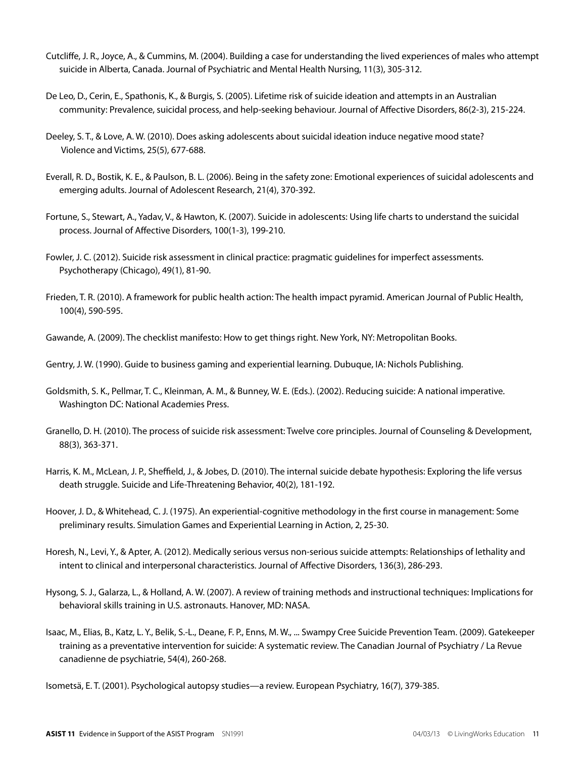Cutcliffe, J. R., Joyce, A., & Cummins, M. (2004). Building a case for understanding the lived experiences of males who attempt suicide in Alberta, Canada. Journal of Psychiatric and Mental Health Nursing, 11(3), 305-312.

De Leo, D., Cerin, E., Spathonis, K., & Burgis, S. (2005). Lifetime risk of suicide ideation and attempts in an Australian community: Prevalence, suicidal process, and help-seeking behaviour. Journal of Affective Disorders, 86(2-3), 215-224.

Deeley, S. T., & Love, A. W. (2010). Does asking adolescents about suicidal ideation induce negative mood state? Violence and Victims, 25(5), 677-688.

Everall, R. D., Bostik, K. E., & Paulson, B. L. (2006). Being in the safety zone: Emotional experiences of suicidal adolescents and emerging adults. Journal of Adolescent Research, 21(4), 370-392.

Fortune, S., Stewart, A., Yadav, V., & Hawton, K. (2007). Suicide in adolescents: Using life charts to understand the suicidal process. Journal of Affective Disorders, 100(1-3), 199-210.

Fowler, J. C. (2012). Suicide risk assessment in clinical practice: pragmatic guidelines for imperfect assessments. Psychotherapy (Chicago), 49(1), 81-90.

Frieden, T. R. (2010). A framework for public health action: The health impact pyramid. American Journal of Public Health, 100(4), 590-595.

Gawande, A. (2009). The checklist manifesto: How to get things right. New York, NY: Metropolitan Books.

Gentry, J. W. (1990). Guide to business gaming and experiential learning. Dubuque, IA: Nichols Publishing.

Goldsmith, S. K., Pellmar, T. C., Kleinman, A. M., & Bunney, W. E. (Eds.). (2002). Reducing suicide: A national imperative. Washington DC: National Academies Press.

Granello, D. H. (2010). The process of suicide risk assessment: Twelve core principles. Journal of Counseling & Development, 88(3), 363-371.

Harris, K. M., McLean, J. P., Sheffield, J., & Jobes, D. (2010). The internal suicide debate hypothesis: Exploring the life versus death struggle. Suicide and Life-Threatening Behavior, 40(2), 181-192.

Hoover, J. D., & Whitehead, C. J. (1975). An experiential-cognitive methodology in the first course in management: Some preliminary results. Simulation Games and Experiential Learning in Action, 2, 25-30.

Horesh, N., Levi, Y., & Apter, A. (2012). Medically serious versus non-serious suicide attempts: Relationships of lethality and intent to clinical and interpersonal characteristics. Journal of Affective Disorders, 136(3), 286-293.

Hysong, S. J., Galarza, L., & Holland, A. W. (2007). A review of training methods and instructional techniques: Implications for behavioral skills training in U.S. astronauts. Hanover, MD: NASA.

Isaac, M., Elias, B., Katz, L. Y., Belik, S.-L., Deane, F. P., Enns, M. W., ... Swampy Cree Suicide Prevention Team. (2009). Gatekeeper training as a preventative intervention for suicide: A systematic review. The Canadian Journal of Psychiatry / La Revue canadienne de psychiatrie, 54(4), 260-268.

Isometsä, E. T. (2001). Psychological autopsy studies—a review. European Psychiatry, 16(7), 379-385.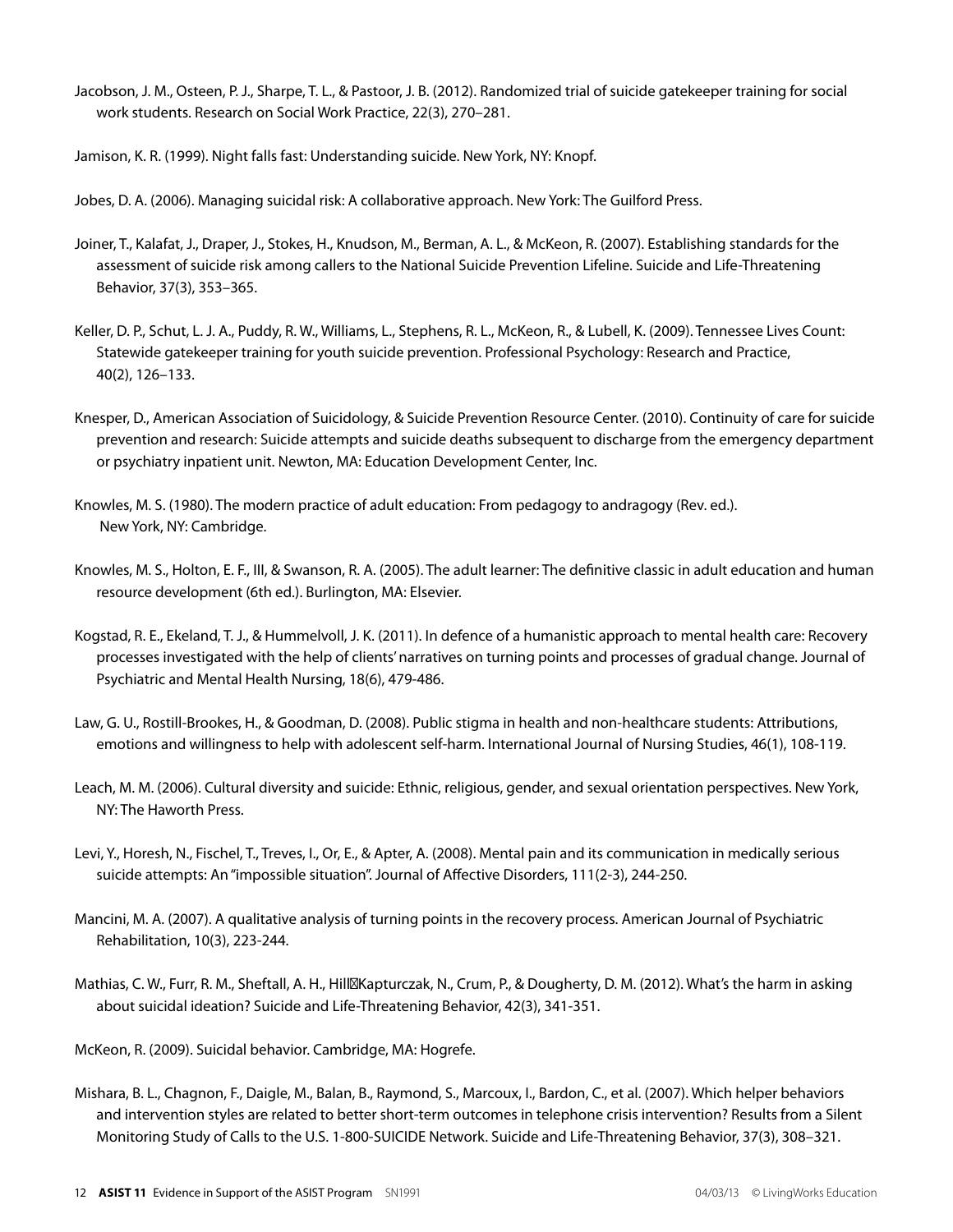Jacobson, J. M., Osteen, P. J., Sharpe, T. L., & Pastoor, J. B. (2012). Randomized trial of suicide gatekeeper training for social work students. Research on Social Work Practice, 22(3), 270–281.

Jamison, K. R. (1999). Night falls fast: Understanding suicide. New York, NY: Knopf.

Jobes, D. A. (2006). Managing suicidal risk: A collaborative approach. New York: The Guilford Press.

Joiner, T., Kalafat, J., Draper, J., Stokes, H., Knudson, M., Berman, A. L., & McKeon, R. (2007). Establishing standards for the assessment of suicide risk among callers to the National Suicide Prevention Lifeline. Suicide and Life-Threatening Behavior, 37(3), 353–365.

Keller, D. P., Schut, L. J. A., Puddy, R. W., Williams, L., Stephens, R. L., McKeon, R., & Lubell, K. (2009). Tennessee Lives Count: Statewide gatekeeper training for youth suicide prevention. Professional Psychology: Research and Practice, 40(2), 126–133.

Knesper, D., American Association of Suicidology, & Suicide Prevention Resource Center. (2010). Continuity of care for suicide prevention and research: Suicide attempts and suicide deaths subsequent to discharge from the emergency department or psychiatry inpatient unit. Newton, MA: Education Development Center, Inc.

Knowles, M. S. (1980). The modern practice of adult education: From pedagogy to andragogy (Rev. ed.). New York, NY: Cambridge.

Knowles, M. S., Holton, E. F., III, & Swanson, R. A. (2005). The adult learner: The definitive classic in adult education and human resource development (6th ed.). Burlington, MA: Elsevier.

Kogstad, R. E., Ekeland, T. J., & Hummelvoll, J. K. (2011). In defence of a humanistic approach to mental health care: Recovery processes investigated with the help of clients' narratives on turning points and processes of gradual change. Journal of Psychiatric and Mental Health Nursing, 18(6), 479-486.

Law, G. U., Rostill-Brookes, H., & Goodman, D. (2008). Public stigma in health and non-healthcare students: Attributions, emotions and willingness to help with adolescent self-harm. International Journal of Nursing Studies, 46(1), 108-119.

Leach, M. M. (2006). Cultural diversity and suicide: Ethnic, religious, gender, and sexual orientation perspectives. New York, NY: The Haworth Press.

Levi, Y., Horesh, N., Fischel, T., Treves, I., Or, E., & Apter, A. (2008). Mental pain and its communication in medically serious suicide attempts: An "impossible situation". Journal of Affective Disorders, 111(2-3), 244-250.

Mancini, M. A. (2007). A qualitative analysis of turning points in the recovery process. American Journal of Psychiatric Rehabilitation, 10(3), 223-244.

Mathias, C. W., Furr, R. M., Sheftall, A. H., Hill‐Kapturczak, N., Crum, P., & Dougherty, D. M. (2012). What's the harm in asking about suicidal ideation? Suicide and Life-Threatening Behavior, 42(3), 341-351.

McKeon, R. (2009). Suicidal behavior. Cambridge, MA: Hogrefe.

Mishara, B. L., Chagnon, F., Daigle, M., Balan, B., Raymond, S., Marcoux, I., Bardon, C., et al. (2007). Which helper behaviors and intervention styles are related to better short-term outcomes in telephone crisis intervention? Results from a Silent Monitoring Study of Calls to the U.S. 1-800-SUICIDE Network. Suicide and Life-Threatening Behavior, 37(3), 308–321.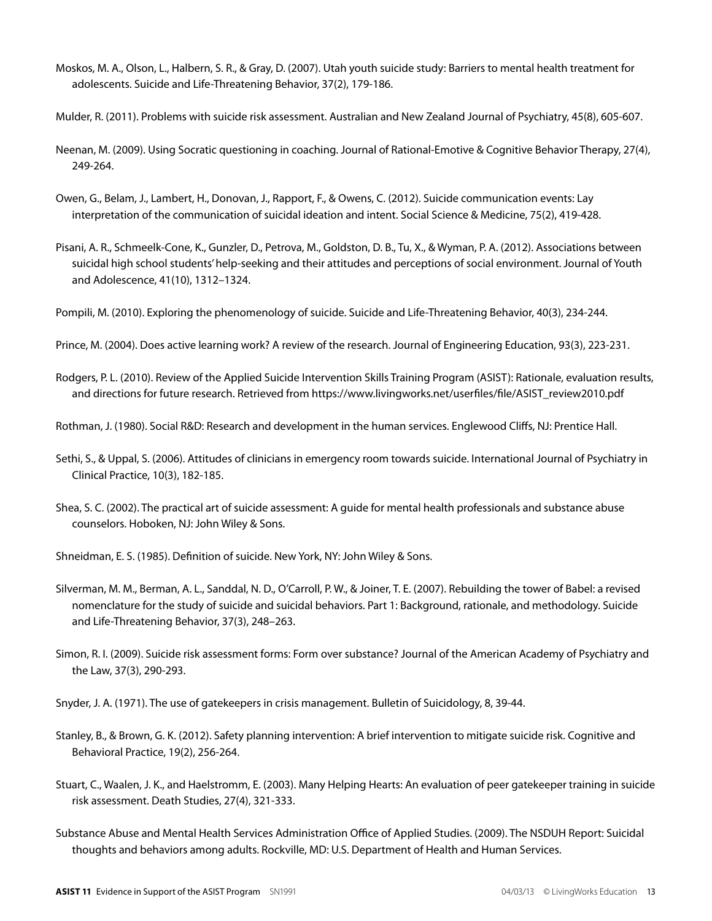Moskos, M. A., Olson, L., Halbern, S. R., & Gray, D. (2007). Utah youth suicide study: Barriers to mental health treatment for adolescents. Suicide and Life-Threatening Behavior, 37(2), 179-186.

Mulder, R. (2011). Problems with suicide risk assessment. Australian and New Zealand Journal of Psychiatry, 45(8), 605-607.

Neenan, M. (2009). Using Socratic questioning in coaching. Journal of Rational-Emotive & Cognitive Behavior Therapy, 27(4), 249-264.

Owen, G., Belam, J., Lambert, H., Donovan, J., Rapport, F., & Owens, C. (2012). Suicide communication events: Lay interpretation of the communication of suicidal ideation and intent. Social Science & Medicine, 75(2), 419-428.

Pisani, A. R., Schmeelk-Cone, K., Gunzler, D., Petrova, M., Goldston, D. B., Tu, X., & Wyman, P. A. (2012). Associations between suicidal high school students' help-seeking and their attitudes and perceptions of social environment. Journal of Youth and Adolescence, 41(10), 1312–1324.

Pompili, M. (2010). Exploring the phenomenology of suicide. Suicide and Life-Threatening Behavior, 40(3), 234-244.

Prince, M. (2004). Does active learning work? A review of the research. Journal of Engineering Education, 93(3), 223-231.

Rodgers, P. L. (2010). Review of the Applied Suicide Intervention Skills Training Program (ASIST): Rationale, evaluation results, and directions for future research. Retrieved from https://www.livingworks.net/userfiles/file/ASIST_review2010.pdf

Rothman, J. (1980). Social R&D: Research and development in the human services. Englewood Cliffs, NJ: Prentice Hall.

Sethi, S., & Uppal, S. (2006). Attitudes of clinicians in emergency room towards suicide. International Journal of Psychiatry in Clinical Practice, 10(3), 182-185.

Shea, S. C. (2002). The practical art of suicide assessment: A guide for mental health professionals and substance abuse counselors. Hoboken, NJ: John Wiley & Sons.

Shneidman, E. S. (1985). Definition of suicide. New York, NY: John Wiley & Sons.

Silverman, M. M., Berman, A. L., Sanddal, N. D., O'Carroll, P. W., & Joiner, T. E. (2007). Rebuilding the tower of Babel: a revised nomenclature for the study of suicide and suicidal behaviors. Part 1: Background, rationale, and methodology. Suicide and Life-Threatening Behavior, 37(3), 248–263.

Simon, R. I. (2009). Suicide risk assessment forms: Form over substance? Journal of the American Academy of Psychiatry and the Law, 37(3), 290-293.

Snyder, J. A. (1971). The use of gatekeepers in crisis management. Bulletin of Suicidology, 8, 39-44.

Stanley, B., & Brown, G. K. (2012). Safety planning intervention: A brief intervention to mitigate suicide risk. Cognitive and Behavioral Practice, 19(2), 256-264.

Stuart, C., Waalen, J. K., and Haelstromm, E. (2003). Many Helping Hearts: An evaluation of peer gatekeeper training in suicide risk assessment. Death Studies, 27(4), 321-333.

Substance Abuse and Mental Health Services Administration Office of Applied Studies. (2009). The NSDUH Report: Suicidal thoughts and behaviors among adults. Rockville, MD: U.S. Department of Health and Human Services.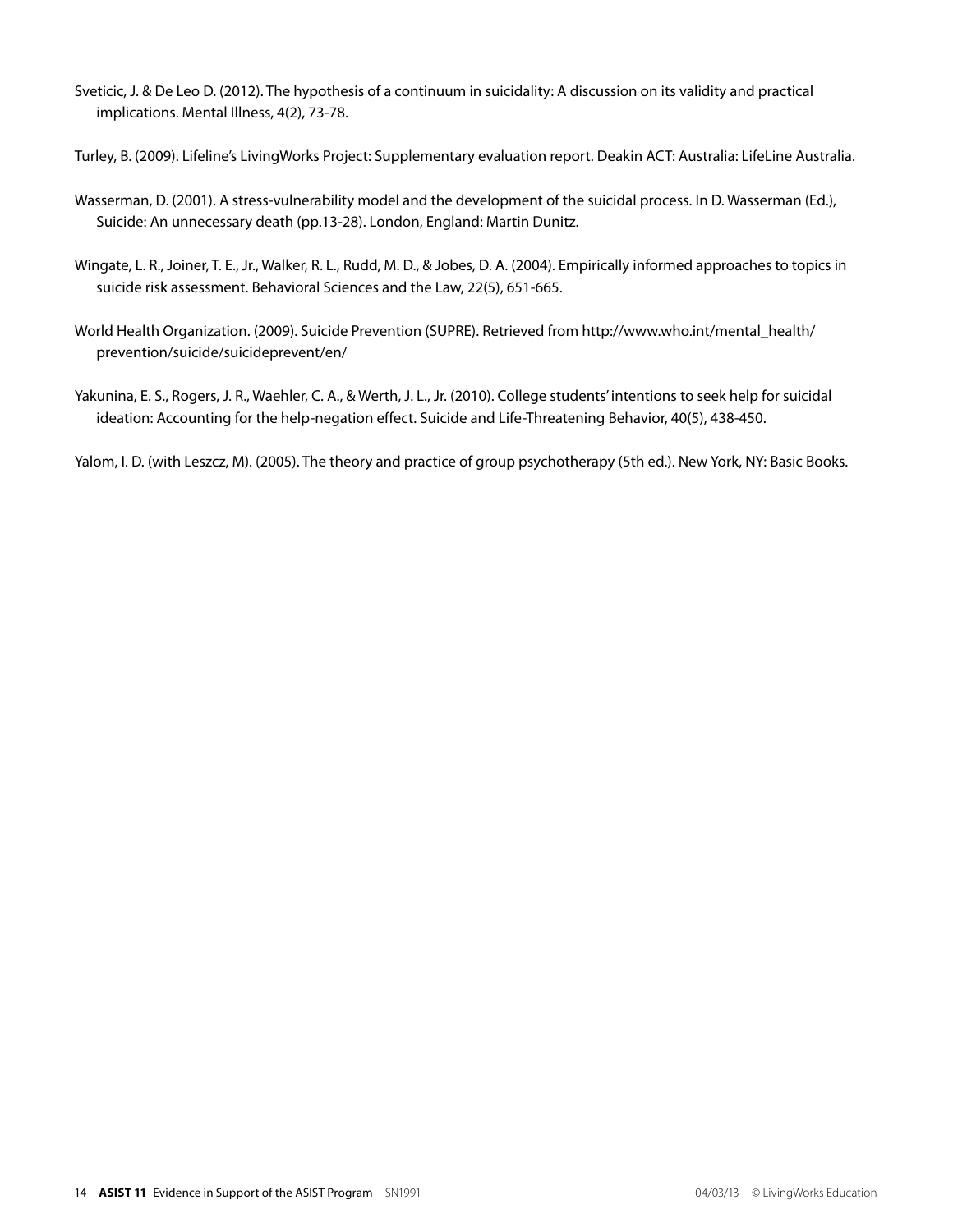Sveticic, J. & De Leo D. (2012). The hypothesis of a continuum in suicidality: A discussion on its validity and practical implications. Mental Illness, 4(2), 73-78.

Turley, B. (2009). Lifeline's LivingWorks Project: Supplementary evaluation report. Deakin ACT: Australia: LifeLine Australia.

Wasserman, D. (2001). A stress-vulnerability model and the development of the suicidal process. In D. Wasserman (Ed.), Suicide: An unnecessary death (pp.13-28). London, England: Martin Dunitz.

Wingate, L. R., Joiner, T. E., Jr., Walker, R. L., Rudd, M. D., & Jobes, D. A. (2004). Empirically informed approaches to topics in suicide risk assessment. Behavioral Sciences and the Law, 22(5), 651-665.

World Health Organization. (2009). Suicide Prevention (SUPRE). Retrieved from http://www.who.int/mental_health/prevention/suicide/suicideprevent/en/

Yakunina, E. S., Rogers, J. R., Waehler, C. A., & Werth, J. L., Jr. (2010). College students' intentions to seek help for suicidal ideation: Accounting for the help-negation effect. Suicide and Life-Threatening Behavior, 40(5), 438-450.

Yalom, I. D. (with Leszcz, M). (2005). The theory and practice of group psychotherapy (5th ed.). New York, NY: Basic Books.